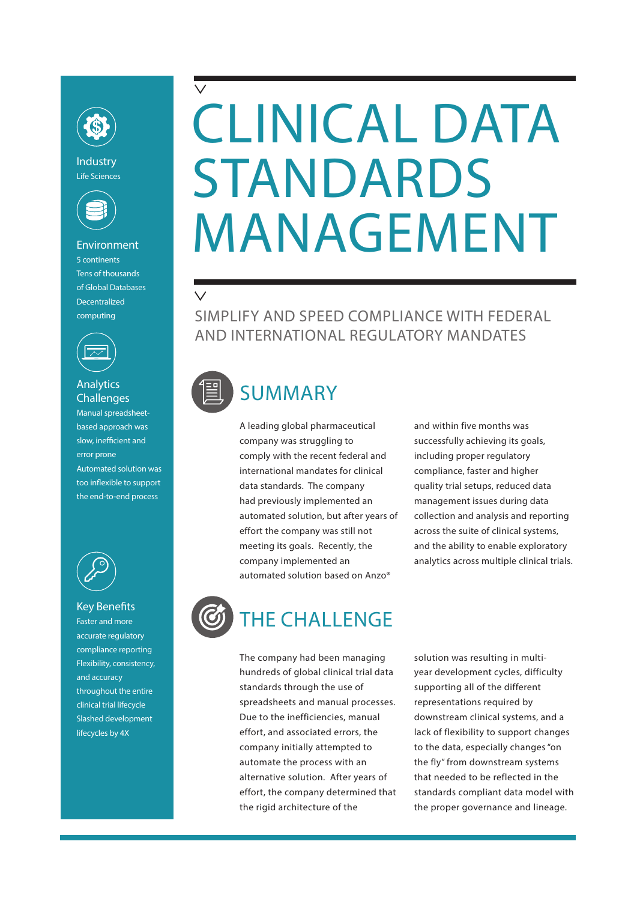# CLINICAL DATA STANDARDS MANAGEMENT

## SIMPLIFY AND SPEED COMPLIANCE WITH FEDERAL AND INTERNATIONAL REGULATORY MANDATES

**Industry**
Life Sciences

**Environment**
5 continents
Tens of thousands of Global Databases
Decentralized computing

**Analytics Challenges**
Manual spreadsheet-based approach was slow, inefficient and error prone
Automated solution was too inflexible to support the end-to-end process

**Key Benefits**
Faster and more accurate regulatory compliance reporting
Flexibility, consistency, and accuracy throughout the entire clinical trial lifecycle
Slashed development lifecycles by 4X

## SUMMARY

A leading global pharmaceutical company was struggling to comply with the recent federal and international mandates for clinical data standards. The company had previously implemented an automated solution, but after years of effort the company was still not meeting its goals. Recently, the company implemented an automated solution based on Anzo® and within five months was successfully achieving its goals, including proper regulatory compliance, faster and higher quality trial setups, reduced data management issues during data collection and analysis and reporting across the suite of clinical systems, and the ability to enable exploratory analytics across multiple clinical trials.

## THE CHALLENGE

The company had been managing hundreds of global clinical trial data standards through the use of spreadsheets and manual processes. Due to the inefficiencies, manual effort, and associated errors, the company initially attempted to automate the process with an alternative solution. After years of effort, the company determined that the rigid architecture of the solution was resulting in multi-year development cycles, difficulty supporting all of the different representations required by downstream clinical systems, and a lack of flexibility to support changes to the data, especially changes "on the fly" from downstream systems that needed to be reflected in the standards compliant data model with the proper governance and lineage.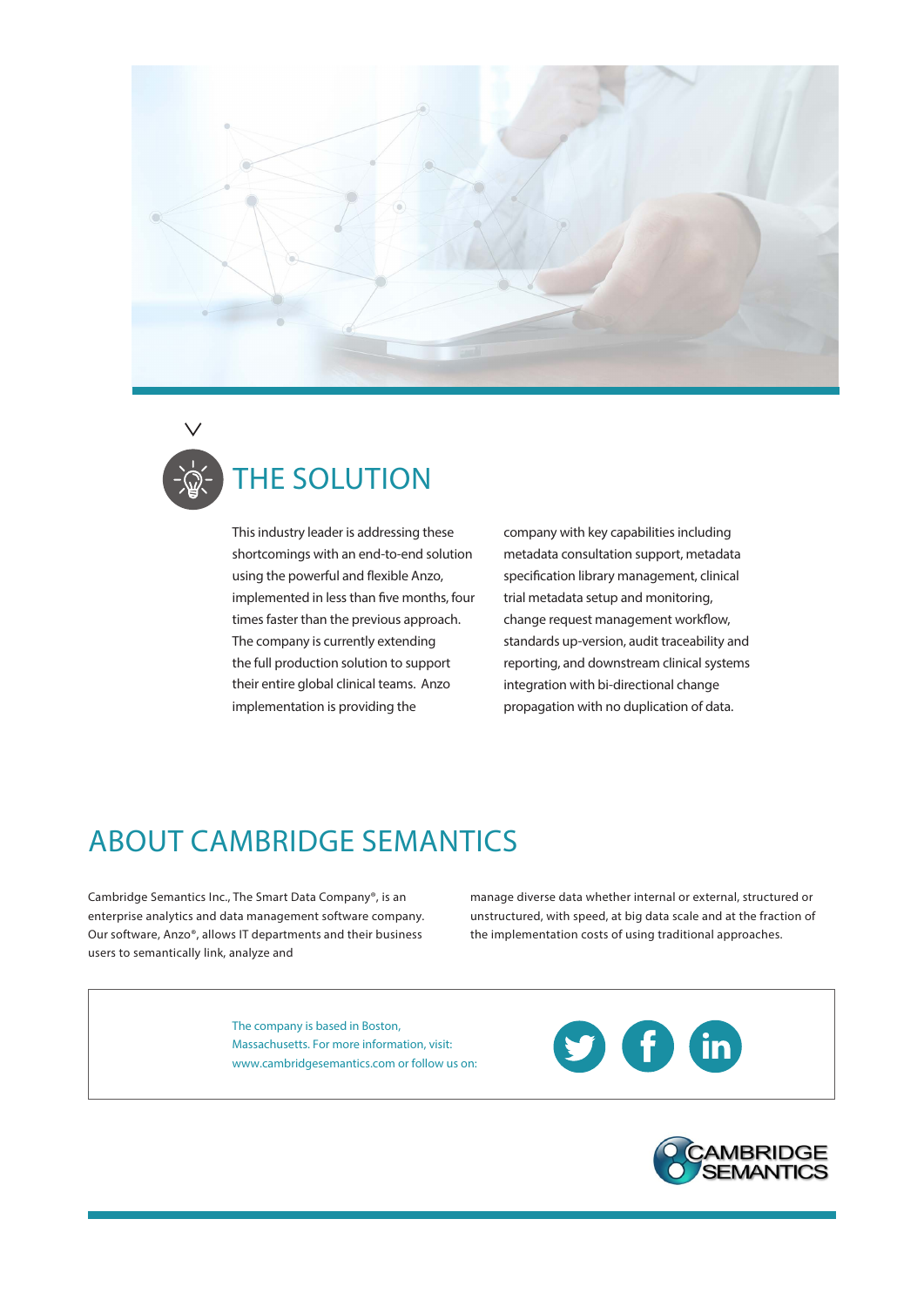## THE SOLUTION

This industry leader is addressing these shortcomings with an end-to-end solution using the powerful and flexible Anzo, implemented in less than five months, four times faster than the previous approach. The company is currently extending the full production solution to support their entire global clinical teams. Anzo implementation is providing the company with key capabilities including metadata consultation support, metadata specification library management, clinical trial metadata setup and monitoring, change request management workflow, standards up-version, audit traceability and reporting, and downstream clinical systems integration with bi-directional change propagation with no duplication of data.

## ABOUT CAMBRIDGE SEMANTICS

Cambridge Semantics Inc., The Smart Data Company®, is an enterprise analytics and data management software company. Our software, Anzo®, allows IT departments and their business users to semantically link, analyze and manage diverse data whether internal or external, structured or unstructured, with speed, at big data scale and at the fraction of the implementation costs of using traditional approaches.

The company is based in Boston, Massachusetts. For more information, visit: www.cambridgesemantics.com or follow us on:

CAMBRIDGE SEMANTICS